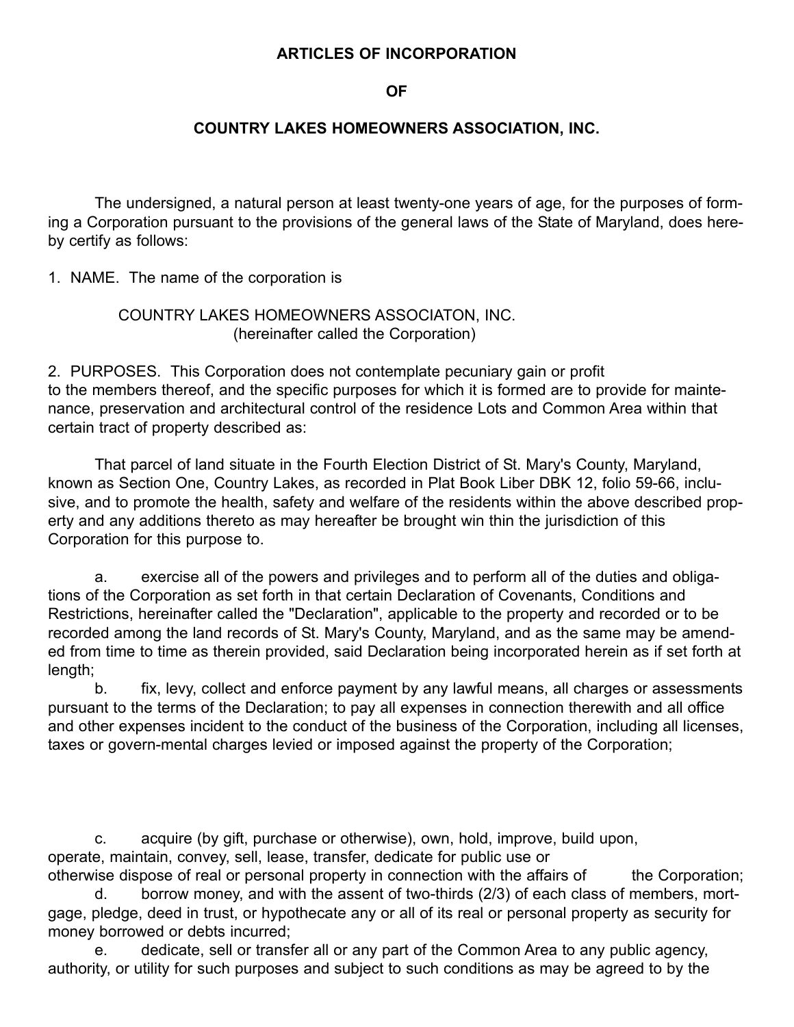**ARTICLES OF INCORPORATION**

**OF**

**COUNTRY LAKES HOMEOWNERS ASSOCIATION, INC.**

The undersigned, a natural person at least twenty-one years of age, for the purposes of forming a Corporation pursuant to the provisions of the general laws of the State of Maryland, does hereby certify as follows:

1. NAME. The name of the corporation is

COUNTRY LAKES HOMEOWNERS ASSOCIATON, INC.
(hereinafter called the Corporation)

2. PURPOSES. This Corporation does not contemplate pecuniary gain or profit to the members thereof, and the specific purposes for which it is formed are to provide for maintenance, preservation and architectural control of the residence Lots and Common Area within that certain tract of property described as:

That parcel of land situate in the Fourth Election District of St. Mary's County, Maryland, known as Section One, Country Lakes, as recorded in Plat Book Liber DBK 12, folio 59-66, inclusive, and to promote the health, safety and welfare of the residents within the above described property and any additions thereto as may hereafter be brought win thin the jurisdiction of this Corporation for this purpose to.

a. exercise all of the powers and privileges and to perform all of the duties and obligations of the Corporation as set forth in that certain Declaration of Covenants, Conditions and Restrictions, hereinafter called the "Declaration", applicable to the property and recorded or to be recorded among the land records of St. Mary's County, Maryland, and as the same may be amended from time to time as therein provided, said Declaration being incorporated herein as if set forth at length;

b. fix, levy, collect and enforce payment by any lawful means, all charges or assessments pursuant to the terms of the Declaration; to pay all expenses in connection therewith and all office and other expenses incident to the conduct of the business of the Corporation, including all licenses, taxes or govern-mental charges levied or imposed against the property of the Corporation;

c. acquire (by gift, purchase or otherwise), own, hold, improve, build upon, operate, maintain, convey, sell, lease, transfer, dedicate for public use or otherwise dispose of real or personal property in connection with the affairs of the Corporation;

d. borrow money, and with the assent of two-thirds (2/3) of each class of members, mortgage, pledge, deed in trust, or hypothecate any or all of its real or personal property as security for money borrowed or debts incurred;

e. dedicate, sell or transfer all or any part of the Common Area to any public agency, authority, or utility for such purposes and subject to such conditions as may be agreed to by the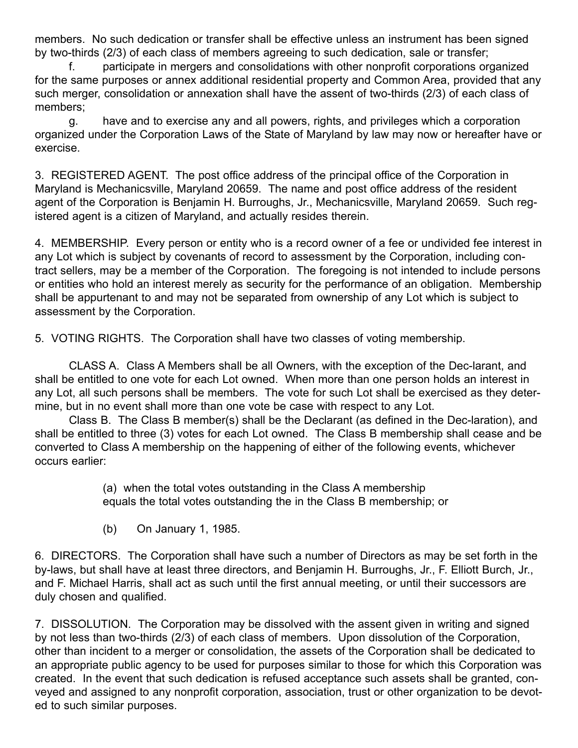members. No such dedication or transfer shall be effective unless an instrument has been signed by two-thirds (2/3) of each class of members agreeing to such dedication, sale or transfer;

f. participate in mergers and consolidations with other nonprofit corporations organized for the same purposes or annex additional residential property and Common Area, provided that any such merger, consolidation or annexation shall have the assent of two-thirds (2/3) of each class of members;

g. have and to exercise any and all powers, rights, and privileges which a corporation organized under the Corporation Laws of the State of Maryland by law may now or hereafter have or exercise.

3. REGISTERED AGENT. The post office address of the principal office of the Corporation in Maryland is Mechanicsville, Maryland 20659. The name and post office address of the resident agent of the Corporation is Benjamin H. Burroughs, Jr., Mechanicsville, Maryland 20659. Such registered agent is a citizen of Maryland, and actually resides therein.

4. MEMBERSHIP. Every person or entity who is a record owner of a fee or undivided fee interest in any Lot which is subject by covenants of record to assessment by the Corporation, including contract sellers, may be a member of the Corporation. The foregoing is not intended to include persons or entities who hold an interest merely as security for the performance of an obligation. Membership shall be appurtenant to and may not be separated from ownership of any Lot which is subject to assessment by the Corporation.

5. VOTING RIGHTS. The Corporation shall have two classes of voting membership.

CLASS A. Class A Members shall be all Owners, with the exception of the Dec-larant, and shall be entitled to one vote for each Lot owned. When more than one person holds an interest in any Lot, all such persons shall be members. The vote for such Lot shall be exercised as they determine, but in no event shall more than one vote be case with respect to any Lot.

Class B. The Class B member(s) shall be the Declarant (as defined in the Dec-laration), and shall be entitled to three (3) votes for each Lot owned. The Class B membership shall cease and be converted to Class A membership on the happening of either of the following events, whichever occurs earlier:

(a) when the total votes outstanding in the Class A membership equals the total votes outstanding the in the Class B membership; or

(b) On January 1, 1985.

6. DIRECTORS. The Corporation shall have such a number of Directors as may be set forth in the by-laws, but shall have at least three directors, and Benjamin H. Burroughs, Jr., F. Elliott Burch, Jr., and F. Michael Harris, shall act as such until the first annual meeting, or until their successors are duly chosen and qualified.

7. DISSOLUTION. The Corporation may be dissolved with the assent given in writing and signed by not less than two-thirds (2/3) of each class of members. Upon dissolution of the Corporation, other than incident to a merger or consolidation, the assets of the Corporation shall be dedicated to an appropriate public agency to be used for purposes similar to those for which this Corporation was created. In the event that such dedication is refused acceptance such assets shall be granted, conveyed and assigned to any nonprofit corporation, association, trust or other organization to be devoted to such similar purposes.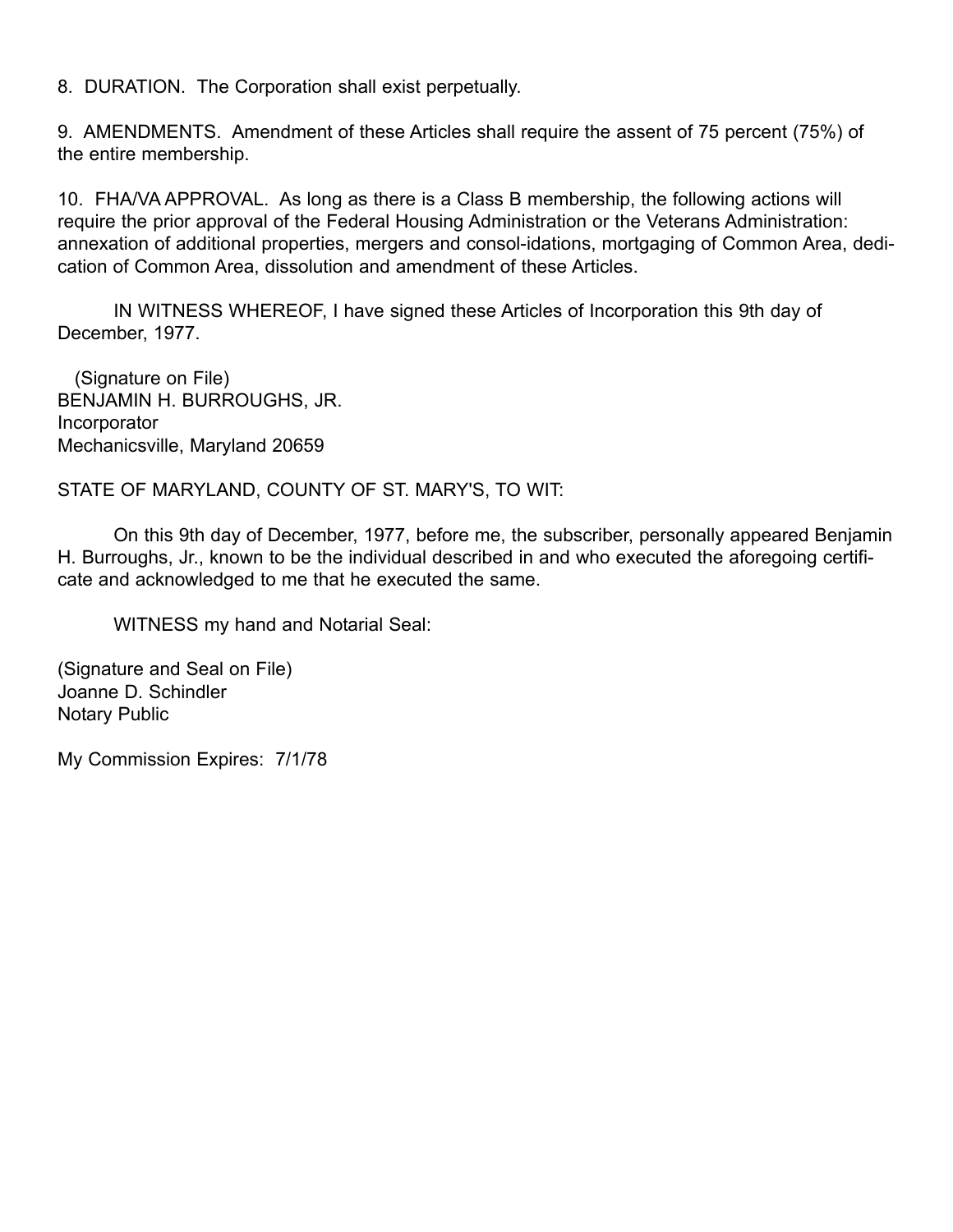8. DURATION. The Corporation shall exist perpetually.

9. AMENDMENTS. Amendment of these Articles shall require the assent of 75 percent (75%) of the entire membership.

10. FHA/VA APPROVAL. As long as there is a Class B membership, the following actions will require the prior approval of the Federal Housing Administration or the Veterans Administration: annexation of additional properties, mergers and consolidations, mortgaging of Common Area, dedication of Common Area, dissolution and amendment of these Articles.

IN WITNESS WHEREOF, I have signed these Articles of Incorporation this 9th day of December, 1977.

(Signature on File)
BENJAMIN H. BURROUGHS, JR.
Incorporator
Mechanicsville, Maryland 20659

STATE OF MARYLAND, COUNTY OF ST. MARY'S, TO WIT:

On this 9th day of December, 1977, before me, the subscriber, personally appeared Benjamin H. Burroughs, Jr., known to be the individual described in and who executed the aforegoing certificate and acknowledged to me that he executed the same.

WITNESS my hand and Notarial Seal:

(Signature and Seal on File)
Joanne D. Schindler
Notary Public

My Commission Expires: 7/1/78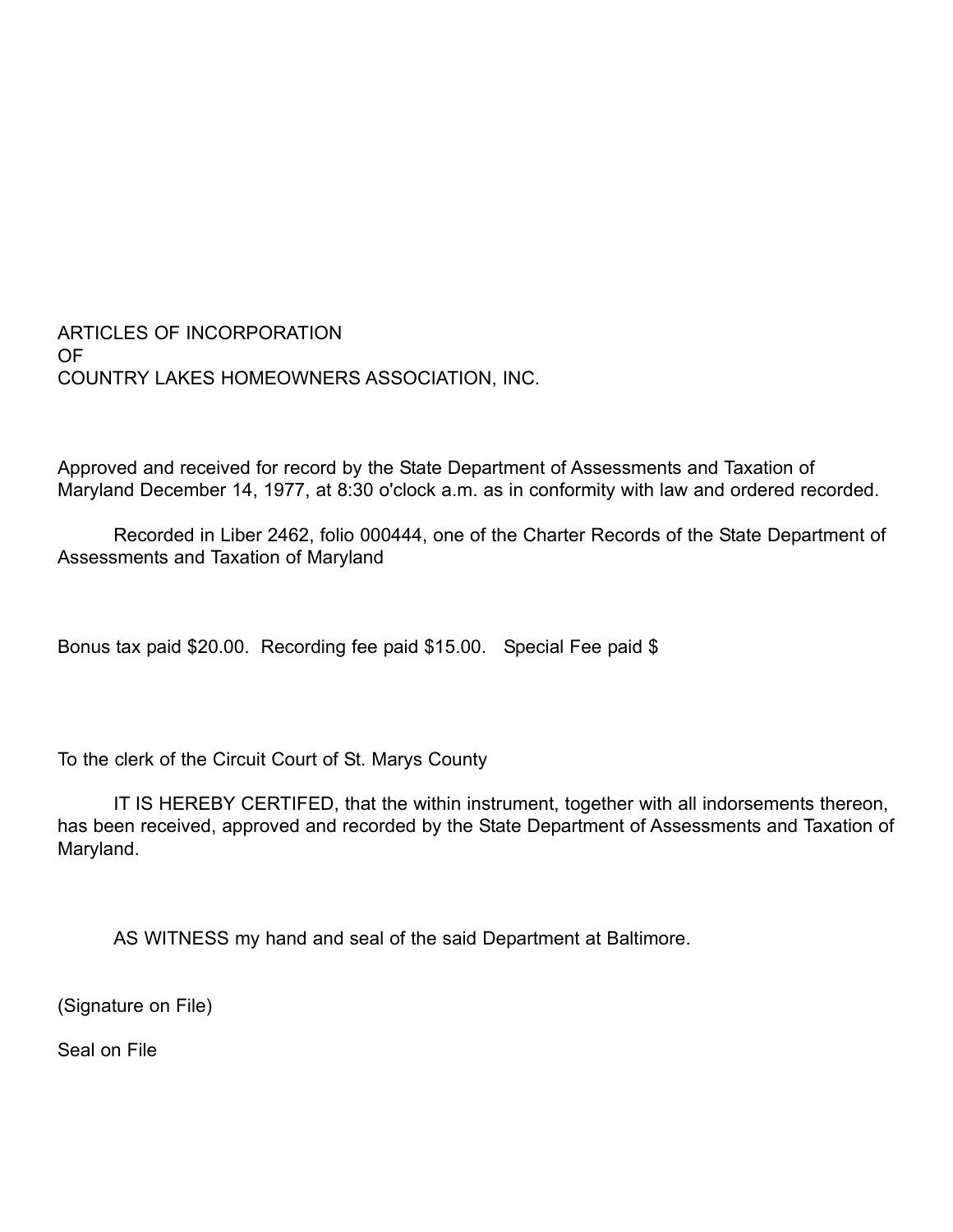ARTICLES OF INCORPORATION
OF
COUNTRY LAKES HOMEOWNERS ASSOCIATION, INC.

Approved and received for record by the State Department of Assessments and Taxation of Maryland December 14, 1977, at 8:30 o'clock a.m. as in conformity with law and ordered recorded.

Recorded in Liber 2462, folio 000444, one of the Charter Records of the State Department of Assessments and Taxation of Maryland

Bonus tax paid $20.00. Recording fee paid $15.00. Special Fee paid $

To the clerk of the Circuit Court of St. Marys County

IT IS HEREBY CERTIFED, that the within instrument, together with all indorsements thereon, has been received, approved and recorded by the State Department of Assessments and Taxation of Maryland.

AS WITNESS my hand and seal of the said Department at Baltimore.

(Signature on File)

Seal on File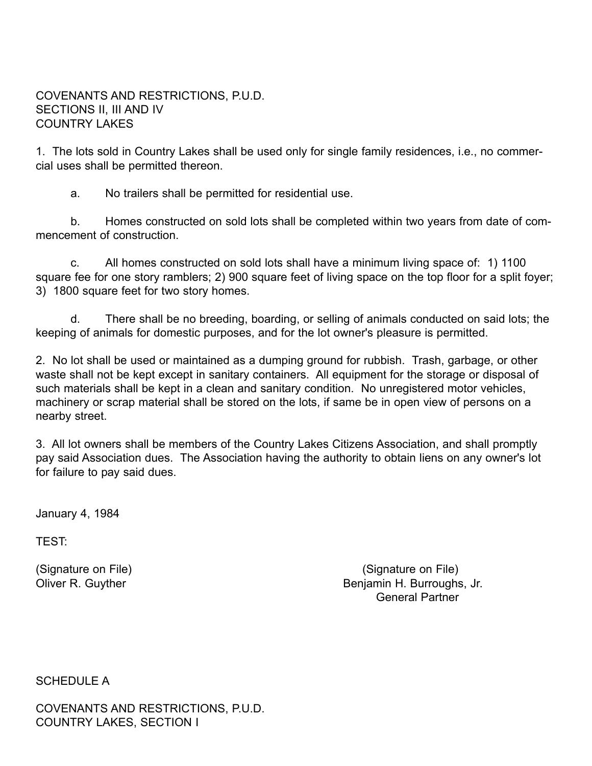COVENANTS AND RESTRICTIONS, P.U.D.
SECTIONS II, III AND IV
COUNTRY LAKES

1. The lots sold in Country Lakes shall be used only for single family residences, i.e., no commercial uses shall be permitted thereon.

a. No trailers shall be permitted for residential use.

b. Homes constructed on sold lots shall be completed within two years from date of commencement of construction.

c. All homes constructed on sold lots shall have a minimum living space of: 1) 1100 square fee for one story ramblers; 2) 900 square feet of living space on the top floor for a split foyer; 3) 1800 square feet for two story homes.

d. There shall be no breeding, boarding, or selling of animals conducted on said lots; the keeping of animals for domestic purposes, and for the lot owner's pleasure is permitted.

2. No lot shall be used or maintained as a dumping ground for rubbish. Trash, garbage, or other waste shall not be kept except in sanitary containers. All equipment for the storage or disposal of such materials shall be kept in a clean and sanitary condition. No unregistered motor vehicles, machinery or scrap material shall be stored on the lots, if same be in open view of persons on a nearby street.

3. All lot owners shall be members of the Country Lakes Citizens Association, and shall promptly pay said Association dues. The Association having the authority to obtain liens on any owner's lot for failure to pay said dues.

January 4, 1984

TEST:

(Signature on File)
Oliver R. Guyther

(Signature on File)
Benjamin H. Burroughs, Jr.
General Partner

SCHEDULE A

COVENANTS AND RESTRICTIONS, P.U.D.
COUNTRY LAKES, SECTION I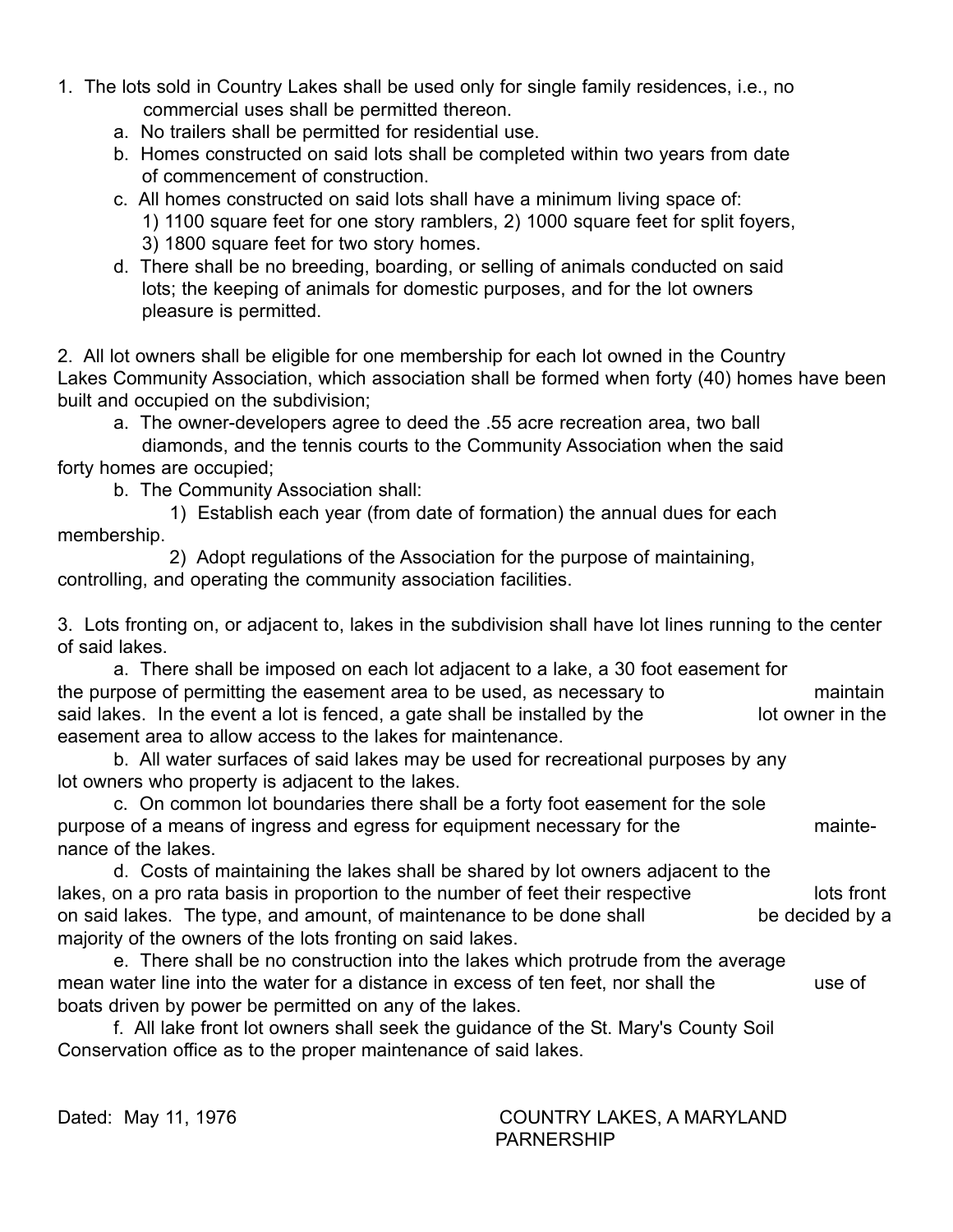1. The lots sold in Country Lakes shall be used only for single family residences, i.e., no commercial uses shall be permitted thereon.
   a. No trailers shall be permitted for residential use.
   b. Homes constructed on said lots shall be completed within two years from date of commencement of construction.
   c. All homes constructed on said lots shall have a minimum living space of: 1) 1100 square feet for one story ramblers, 2) 1000 square feet for split foyers, 3) 1800 square feet for two story homes.
   d. There shall be no breeding, boarding, or selling of animals conducted on said lots; the keeping of animals for domestic purposes, and for the lot owners pleasure is permitted.

2. All lot owners shall be eligible for one membership for each lot owned in the Country Lakes Community Association, which association shall be formed when forty (40) homes have been built and occupied on the subdivision;

   a. The owner-developers agree to deed the .55 acre recreation area, two ball diamonds, and the tennis courts to the Community Association when the said forty homes are occupied;

   b. The Community Association shall:

      1) Establish each year (from date of formation) the annual dues for each membership.

      2) Adopt regulations of the Association for the purpose of maintaining, controlling, and operating the community association facilities.

3. Lots fronting on, or adjacent to, lakes in the subdivision shall have lot lines running to the center of said lakes.

   a. There shall be imposed on each lot adjacent to a lake, a 30 foot easement for the purpose of permitting the easement area to be used, as necessary to maintain said lakes. In the event a lot is fenced, a gate shall be installed by the lot owner in the easement area to allow access to the lakes for maintenance.

   b. All water surfaces of said lakes may be used for recreational purposes by any lot owners who property is adjacent to the lakes.

   c. On common lot boundaries there shall be a forty foot easement for the sole purpose of a means of ingress and egress for equipment necessary for the maintenance of the lakes.

   d. Costs of maintaining the lakes shall be shared by lot owners adjacent to the lakes, on a pro rata basis in proportion to the number of feet their respective lots front on said lakes. The type, and amount, of maintenance to be done shall be decided by a majority of the owners of the lots fronting on said lakes.

   e. There shall be no construction into the lakes which protrude from the average mean water line into the water for a distance in excess of ten feet, nor shall the use of boats driven by power be permitted on any of the lakes.

   f. All lake front lot owners shall seek the guidance of the St. Mary's County Soil Conservation office as to the proper maintenance of said lakes.

Dated: May 11, 1976

COUNTRY LAKES, A MARYLAND PARNERSHIP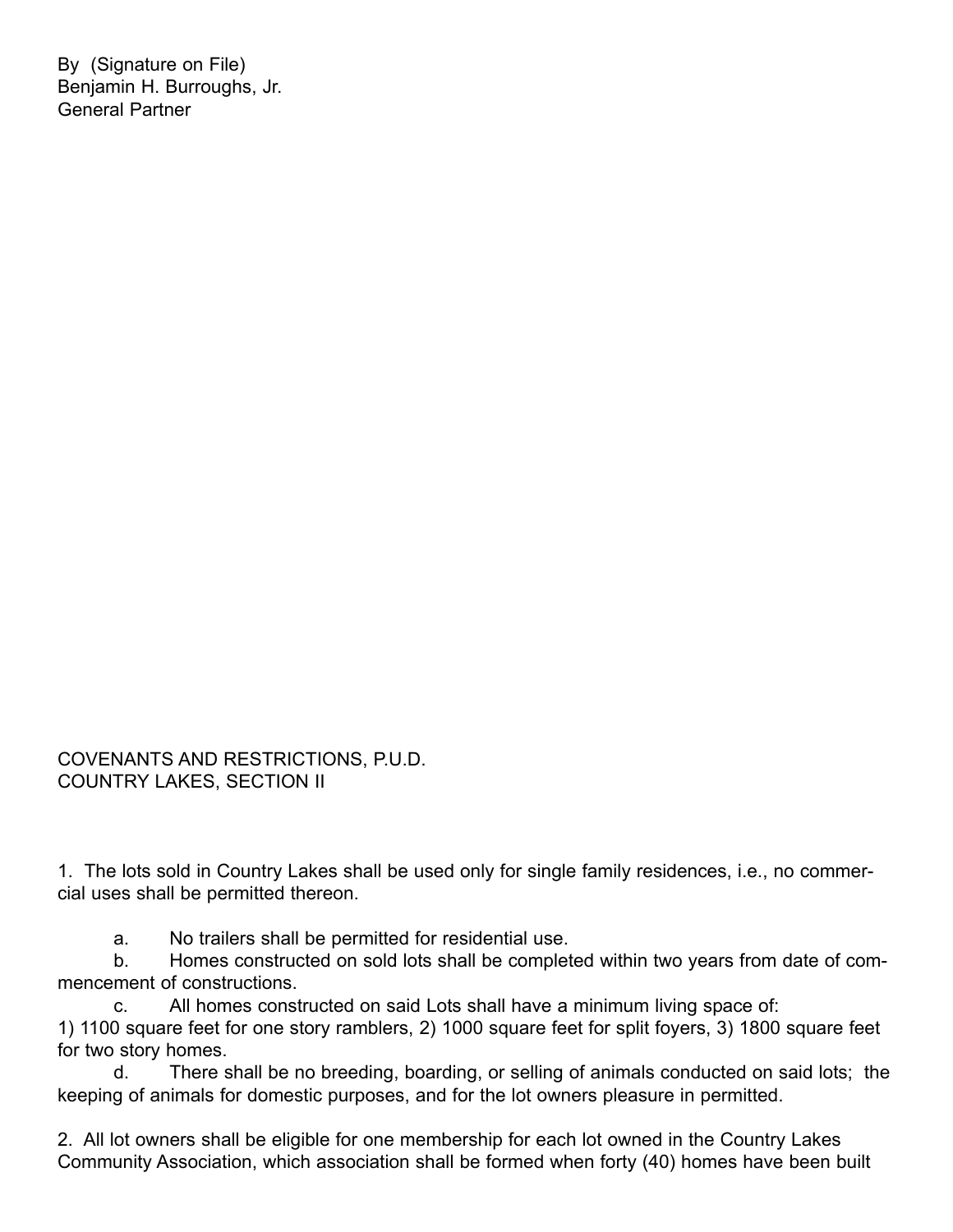By (Signature on File)
Benjamin H. Burroughs, Jr.
General Partner

COVENANTS AND RESTRICTIONS, P.U.D.
COUNTRY LAKES, SECTION II

1. The lots sold in Country Lakes shall be used only for single family residences, i.e., no commercial uses shall be permitted thereon.

   a. No trailers shall be permitted for residential use.

   b. Homes constructed on sold lots shall be completed within two years from date of commencement of constructions.

   c. All homes constructed on said Lots shall have a minimum living space of:
1) 1100 square feet for one story ramblers, 2) 1000 square feet for split foyers, 3) 1800 square feet for two story homes.

   d. There shall be no breeding, boarding, or selling of animals conducted on said lots; the keeping of animals for domestic purposes, and for the lot owners pleasure in permitted.

2. All lot owners shall be eligible for one membership for each lot owned in the Country Lakes Community Association, which association shall be formed when forty (40) homes have been built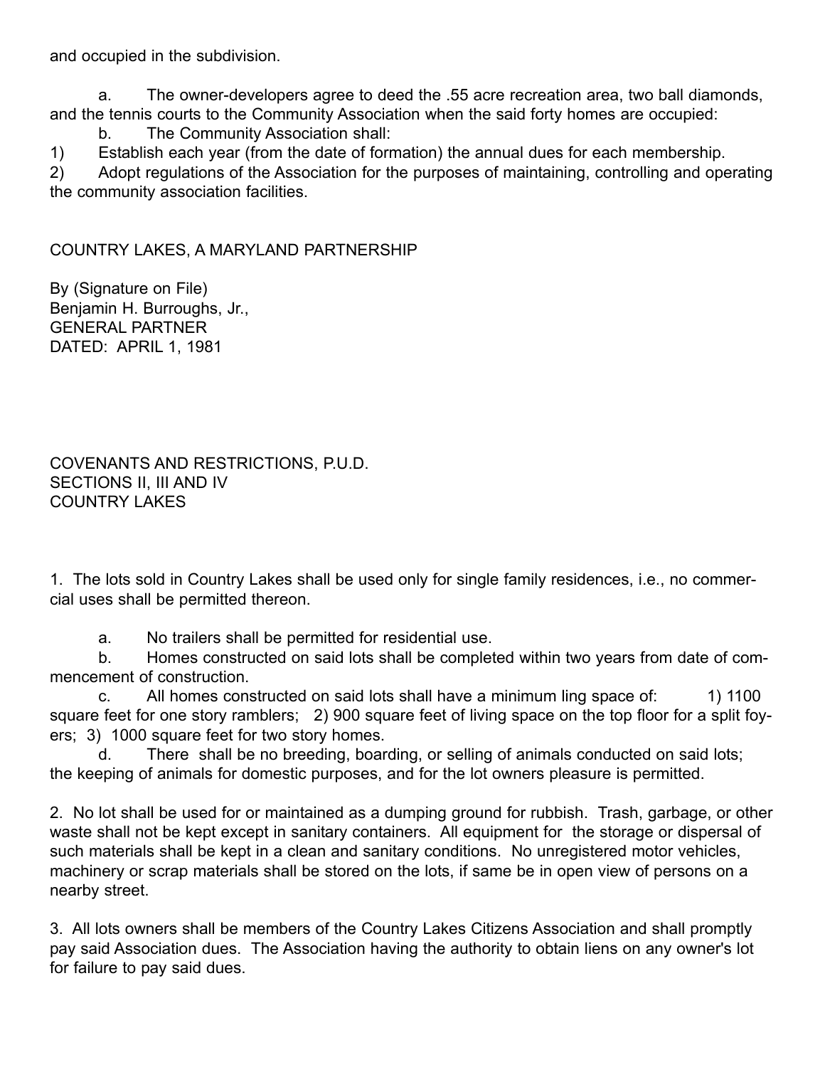and occupied in the subdivision.

a. The owner-developers agree to deed the .55 acre recreation area, two ball diamonds, and the tennis courts to the Community Association when the said forty homes are occupied:

b. The Community Association shall:

1) Establish each year (from the date of formation) the annual dues for each membership.

2) Adopt regulations of the Association for the purposes of maintaining, controlling and operating the community association facilities.

COUNTRY LAKES, A MARYLAND PARTNERSHIP

By (Signature on File)
Benjamin H. Burroughs, Jr.,
GENERAL PARTNER
DATED: APRIL 1, 1981

COVENANTS AND RESTRICTIONS, P.U.D.
SECTIONS II, III AND IV
COUNTRY LAKES

1. The lots sold in Country Lakes shall be used only for single family residences, i.e., no commercial uses shall be permitted thereon.

a. No trailers shall be permitted for residential use.

b. Homes constructed on said lots shall be completed within two years from date of commencement of construction.

c. All homes constructed on said lots shall have a minimum ling space of: 1) 1100 square feet for one story ramblers; 2) 900 square feet of living space on the top floor for a split foyers; 3) 1000 square feet for two story homes.

d. There shall be no breeding, boarding, or selling of animals conducted on said lots; the keeping of animals for domestic purposes, and for the lot owners pleasure is permitted.

2. No lot shall be used for or maintained as a dumping ground for rubbish. Trash, garbage, or other waste shall not be kept except in sanitary containers. All equipment for the storage or dispersal of such materials shall be kept in a clean and sanitary conditions. No unregistered motor vehicles, machinery or scrap materials shall be stored on the lots, if same be in open view of persons on a nearby street.

3. All lots owners shall be members of the Country Lakes Citizens Association and shall promptly pay said Association dues. The Association having the authority to obtain liens on any owner's lot for failure to pay said dues.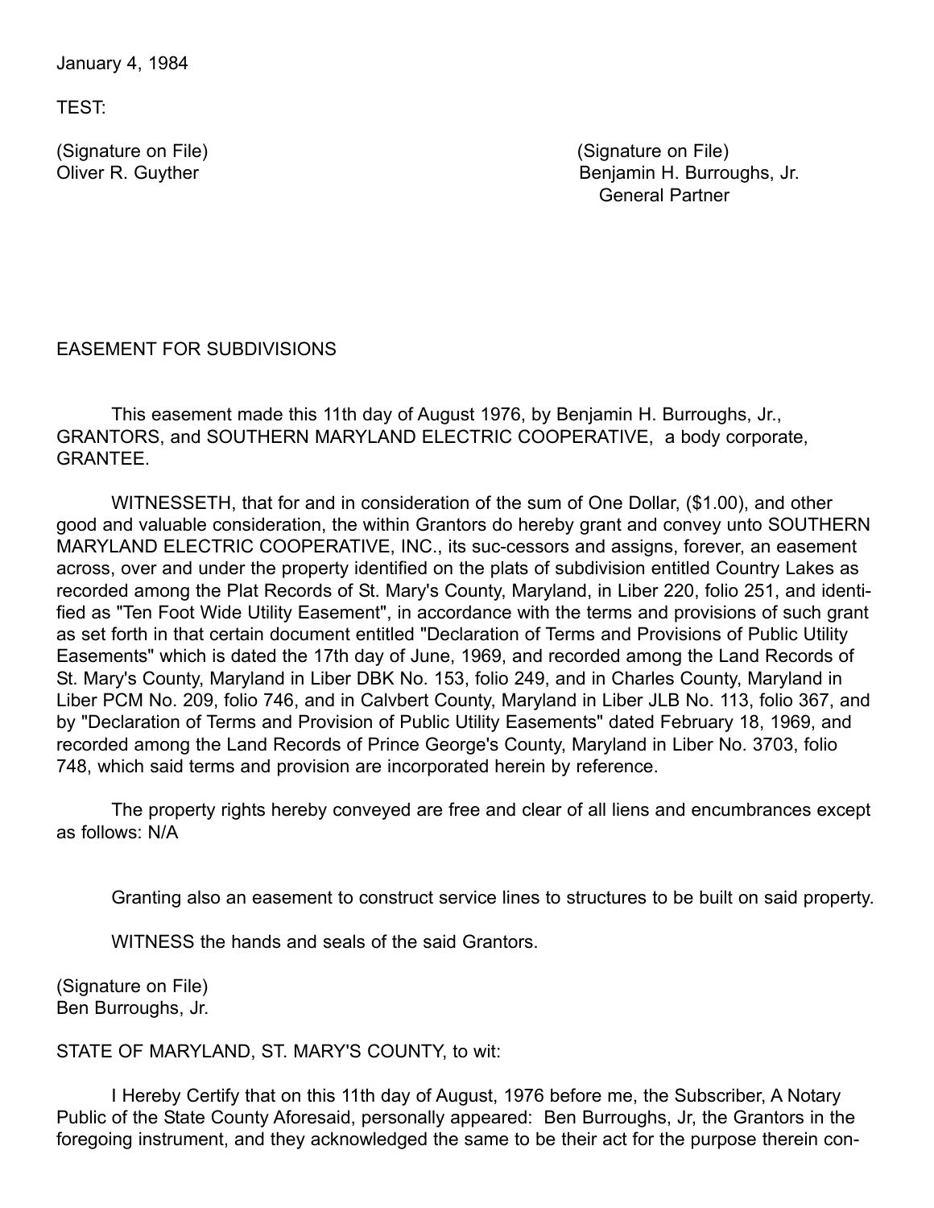January 4, 1984

TEST:

(Signature on File)
Oliver R. Guyther

(Signature on File)
Benjamin H. Burroughs, Jr.
General Partner

EASEMENT FOR SUBDIVISIONS

This easement made this 11th day of August 1976, by Benjamin H. Burroughs, Jr., GRANTORS, and SOUTHERN MARYLAND ELECTRIC COOPERATIVE, a body corporate, GRANTEE.

WITNESSETH, that for and in consideration of the sum of One Dollar, ($1.00), and other good and valuable consideration, the within Grantors do hereby grant and convey unto SOUTHERN MARYLAND ELECTRIC COOPERATIVE, INC., its suc-cessors and assigns, forever, an easement across, over and under the property identified on the plats of subdivision entitled Country Lakes as recorded among the Plat Records of St. Mary's County, Maryland, in Liber 220, folio 251, and identi-fied as "Ten Foot Wide Utility Easement", in accordance with the terms and provisions of such grant as set forth in that certain document entitled "Declaration of Terms and Provisions of Public Utility Easements" which is dated the 17th day of June, 1969, and recorded among the Land Records of St. Mary's County, Maryland in Liber DBK No. 153, folio 249, and in Charles County, Maryland in Liber PCM No. 209, folio 746, and in Calvbert County, Maryland in Liber JLB No. 113, folio 367, and by "Declaration of Terms and Provision of Public Utility Easements" dated February 18, 1969, and recorded among the Land Records of Prince George's County, Maryland in Liber No. 3703, folio 748, which said terms and provision are incorporated herein by reference.

The property rights hereby conveyed are free and clear of all liens and encumbrances except as follows: N/A

Granting also an easement to construct service lines to structures to be built on said property.

WITNESS the hands and seals of the said Grantors.

(Signature on File)
Ben Burroughs, Jr.

STATE OF MARYLAND, ST. MARY'S COUNTY, to wit:

I Hereby Certify that on this 11th day of August, 1976 before me, the Subscriber, A Notary Public of the State County Aforesaid, personally appeared: Ben Burroughs, Jr, the Grantors in the foregoing instrument, and they acknowledged the same to be their act for the purpose therein con-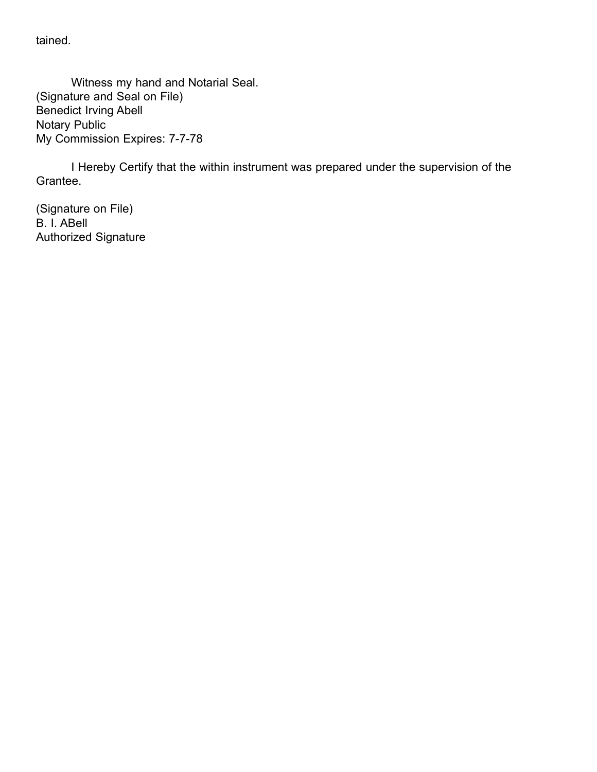tained.

Witness my hand and Notarial Seal.
(Signature and Seal on File)
Benedict Irving Abell
Notary Public
My Commission Expires: 7-7-78

I Hereby Certify that the within instrument was prepared under the supervision of the Grantee.

(Signature on File)
B. I. ABell
Authorized Signature